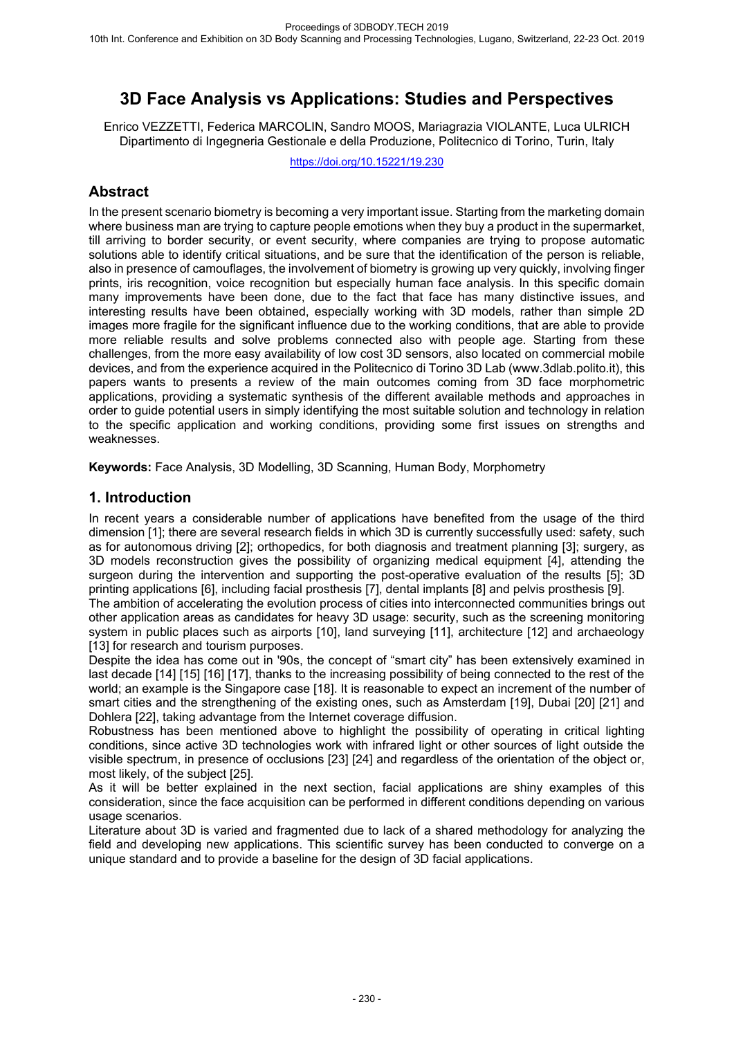# 3D Face Analysis vs Applications: Studies and Perspectives

Enrico VEZZETTI, Federica MARCOLIN, Sandro MOOS, Mariagrazia VIOLANTE, Luca ULRICH
Dipartimento di Ingegneria Gestionale e della Produzione, Politecnico di Torino, Turin, Italy

https://doi.org/10.15221/19.230

## Abstract

In the present scenario biometry is becoming a very important issue. Starting from the marketing domain where business man are trying to capture people emotions when they buy a product in the supermarket, till arriving to border security, or event security, where companies are trying to propose automatic solutions able to identify critical situations, and be sure that the identification of the person is reliable, also in presence of camouflages, the involvement of biometry is growing up very quickly, involving finger prints, iris recognition, voice recognition but especially human face analysis. In this specific domain many improvements have been done, due to the fact that face has many distinctive issues, and interesting results have been obtained, especially working with 3D models, rather than simple 2D images more fragile for the significant influence due to the working conditions, that are able to provide more reliable results and solve problems connected also with people age. Starting from these challenges, from the more easy availability of low cost 3D sensors, also located on commercial mobile devices, and from the experience acquired in the Politecnico di Torino 3D Lab (www.3dlab.polito.it), this papers wants to presents a review of the main outcomes coming from 3D face morphometric applications, providing a systematic synthesis of the different available methods and approaches in order to guide potential users in simply identifying the most suitable solution and technology in relation to the specific application and working conditions, providing some first issues on strengths and weaknesses.

**Keywords:** Face Analysis, 3D Modelling, 3D Scanning, Human Body, Morphometry

## 1. Introduction

In recent years a considerable number of applications have benefited from the usage of the third dimension [1]; there are several research fields in which 3D is currently successfully used: safety, such as for autonomous driving [2]; orthopedics, for both diagnosis and treatment planning [3]; surgery, as 3D models reconstruction gives the possibility of organizing medical equipment [4], attending the surgeon during the intervention and supporting the post-operative evaluation of the results [5]; 3D printing applications [6], including facial prosthesis [7], dental implants [8] and pelvis prosthesis [9].

The ambition of accelerating the evolution process of cities into interconnected communities brings out other application areas as candidates for heavy 3D usage: security, such as the screening monitoring system in public places such as airports [10], land surveying [11], architecture [12] and archaeology [13] for research and tourism purposes.

Despite the idea has come out in '90s, the concept of "smart city" has been extensively examined in last decade [14] [15] [16] [17], thanks to the increasing possibility of being connected to the rest of the world; an example is the Singapore case [18]. It is reasonable to expect an increment of the number of smart cities and the strengthening of the existing ones, such as Amsterdam [19], Dubai [20] [21] and Dohlera [22], taking advantage from the Internet coverage diffusion.

Robustness has been mentioned above to highlight the possibility of operating in critical lighting conditions, since active 3D technologies work with infrared light or other sources of light outside the visible spectrum, in presence of occlusions [23] [24] and regardless of the orientation of the object or, most likely, of the subject [25].

As it will be better explained in the next section, facial applications are shiny examples of this consideration, since the face acquisition can be performed in different conditions depending on various usage scenarios.

Literature about 3D is varied and fragmented due to lack of a shared methodology for analyzing the field and developing new applications. This scientific survey has been conducted to converge on a unique standard and to provide a baseline for the design of 3D facial applications.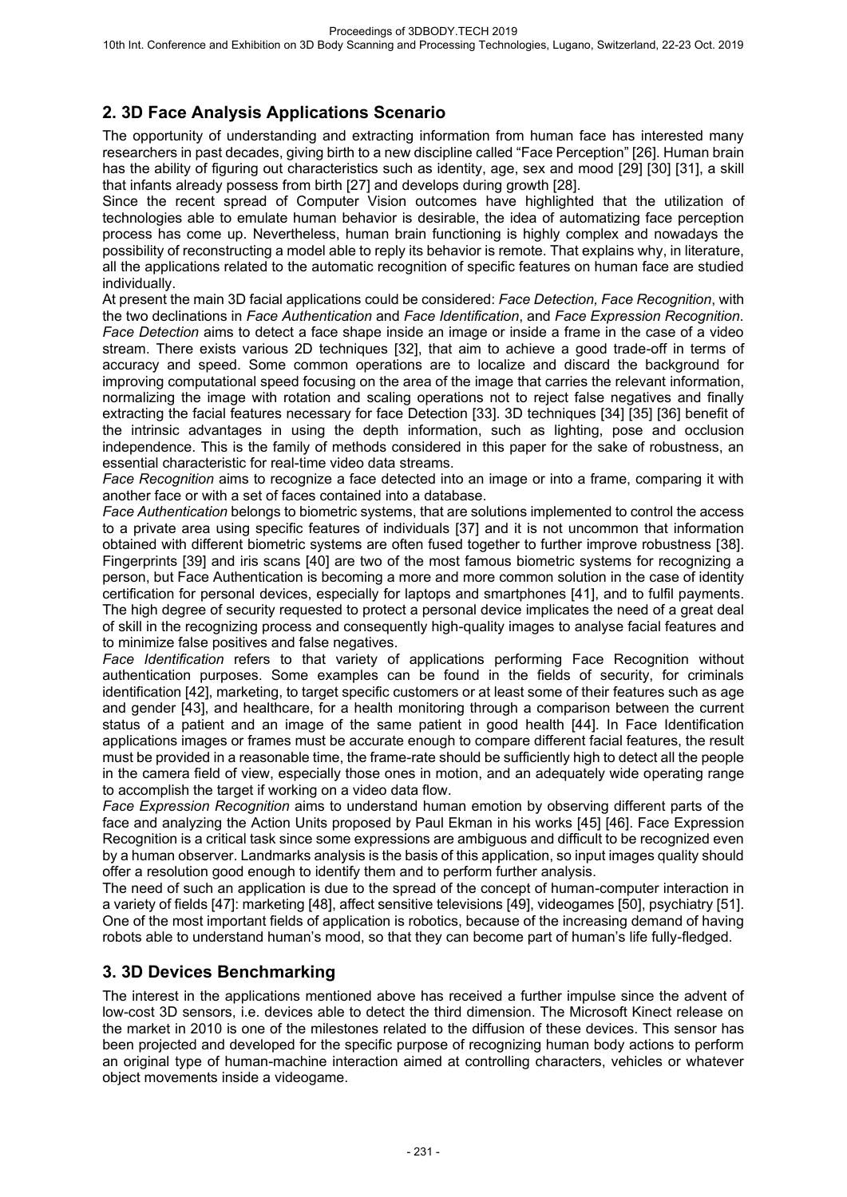## 2. 3D Face Analysis Applications Scenario

The opportunity of understanding and extracting information from human face has interested many researchers in past decades, giving birth to a new discipline called "Face Perception" [26]. Human brain has the ability of figuring out characteristics such as identity, age, sex and mood [29] [30] [31], a skill that infants already possess from birth [27] and develops during growth [28].

Since the recent spread of Computer Vision outcomes have highlighted that the utilization of technologies able to emulate human behavior is desirable, the idea of automatizing face perception process has come up. Nevertheless, human brain functioning is highly complex and nowadays the possibility of reconstructing a model able to reply its behavior is remote. That explains why, in literature, all the applications related to the automatic recognition of specific features on human face are studied individually.

At present the main 3D facial applications could be considered: *Face Detection, Face Recognition*, with the two declinations in *Face Authentication* and *Face Identification*, and *Face Expression Recognition*.

*Face Detection* aims to detect a face shape inside an image or inside a frame in the case of a video stream. There exists various 2D techniques [32], that aim to achieve a good trade-off in terms of accuracy and speed. Some common operations are to localize and discard the background for improving computational speed focusing on the area of the image that carries the relevant information, normalizing the image with rotation and scaling operations not to reject false negatives and finally extracting the facial features necessary for face Detection [33]. 3D techniques [34] [35] [36] benefit of the intrinsic advantages in using the depth information, such as lighting, pose and occlusion independence. This is the family of methods considered in this paper for the sake of robustness, an essential characteristic for real-time video data streams.

*Face Recognition* aims to recognize a face detected into an image or into a frame, comparing it with another face or with a set of faces contained into a database.

*Face Authentication* belongs to biometric systems, that are solutions implemented to control the access to a private area using specific features of individuals [37] and it is not uncommon that information obtained with different biometric systems are often fused together to further improve robustness [38]. Fingerprints [39] and iris scans [40] are two of the most famous biometric systems for recognizing a person, but Face Authentication is becoming a more and more common solution in the case of identity certification for personal devices, especially for laptops and smartphones [41], and to fulfil payments. The high degree of security requested to protect a personal device implicates the need of a great deal of skill in the recognizing process and consequently high-quality images to analyse facial features and to minimize false positives and false negatives.

*Face Identification* refers to that variety of applications performing Face Recognition without authentication purposes. Some examples can be found in the fields of security, for criminals identification [42], marketing, to target specific customers or at least some of their features such as age and gender [43], and healthcare, for a health monitoring through a comparison between the current status of a patient and an image of the same patient in good health [44]. In Face Identification applications images or frames must be accurate enough to compare different facial features, the result must be provided in a reasonable time, the frame-rate should be sufficiently high to detect all the people in the camera field of view, especially those ones in motion, and an adequately wide operating range to accomplish the target if working on a video data flow.

*Face Expression Recognition* aims to understand human emotion by observing different parts of the face and analyzing the Action Units proposed by Paul Ekman in his works [45] [46]. Face Expression Recognition is a critical task since some expressions are ambiguous and difficult to be recognized even by a human observer. Landmarks analysis is the basis of this application, so input images quality should offer a resolution good enough to identify them and to perform further analysis.

The need of such an application is due to the spread of the concept of human-computer interaction in a variety of fields [47]: marketing [48], affect sensitive televisions [49], videogames [50], psychiatry [51]. One of the most important fields of application is robotics, because of the increasing demand of having robots able to understand human's mood, so that they can become part of human's life fully-fledged.

## 3. 3D Devices Benchmarking

The interest in the applications mentioned above has received a further impulse since the advent of low-cost 3D sensors, i.e. devices able to detect the third dimension. The Microsoft Kinect release on the market in 2010 is one of the milestones related to the diffusion of these devices. This sensor has been projected and developed for the specific purpose of recognizing human body actions to perform an original type of human-machine interaction aimed at controlling characters, vehicles or whatever object movements inside a videogame.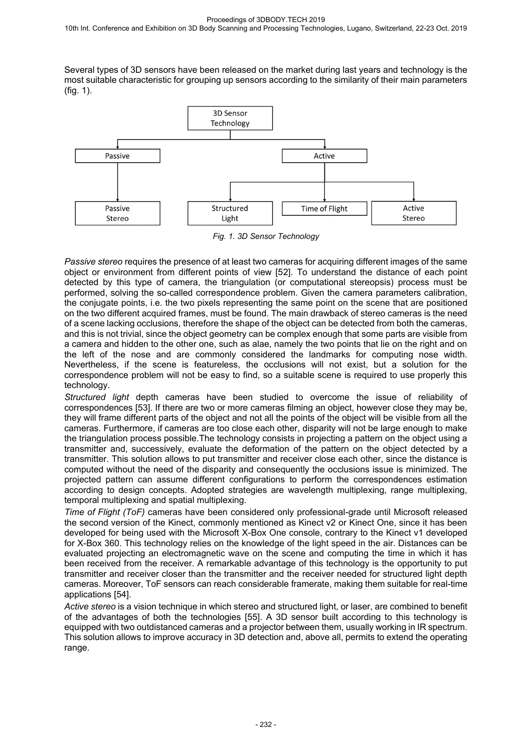Several types of 3D sensors have been released on the market during last years and technology is the most suitable characteristic for grouping up sensors according to the similarity of their main parameters (fig. 1).

3D Sensor Technology

Passive

Active

Passive Stereo

Structured Light

Time of Flight

Active Stereo

*Fig. 1. 3D Sensor Technology*

*Passive stereo* requires the presence of at least two cameras for acquiring different images of the same object or environment from different points of view [52]. To understand the distance of each point detected by this type of camera, the triangulation (or computational stereopsis) process must be performed, solving the so-called correspondence problem. Given the camera parameters calibration, the conjugate points, i.e. the two pixels representing the same point on the scene that are positioned on the two different acquired frames, must be found. The main drawback of stereo cameras is the need of a scene lacking occlusions, therefore the shape of the object can be detected from both the cameras, and this is not trivial, since the object geometry can be complex enough that some parts are visible from a camera and hidden to the other one, such as alae, namely the two points that lie on the right and on the left of the nose and are commonly considered the landmarks for computing nose width. Nevertheless, if the scene is featureless, the occlusions will not exist, but a solution for the correspondence problem will not be easy to find, so a suitable scene is required to use properly this technology.

*Structured light* depth cameras have been studied to overcome the issue of reliability of correspondences [53]. If there are two or more cameras filming an object, however close they may be, they will frame different parts of the object and not all the points of the object will be visible from all the cameras. Furthermore, if cameras are too close each other, disparity will not be large enough to make the triangulation process possible.The technology consists in projecting a pattern on the object using a transmitter and, successively, evaluate the deformation of the pattern on the object detected by a transmitter. This solution allows to put transmitter and receiver close each other, since the distance is computed without the need of the disparity and consequently the occlusions issue is minimized. The projected pattern can assume different configurations to perform the correspondences estimation according to design concepts. Adopted strategies are wavelength multiplexing, range multiplexing, temporal multiplexing and spatial multiplexing.

*Time of Flight (ToF)* cameras have been considered only professional-grade until Microsoft released the second version of the Kinect, commonly mentioned as Kinect v2 or Kinect One, since it has been developed for being used with the Microsoft X-Box One console, contrary to the Kinect v1 developed for X-Box 360. This technology relies on the knowledge of the light speed in the air. Distances can be evaluated projecting an electromagnetic wave on the scene and computing the time in which it has been received from the receiver. A remarkable advantage of this technology is the opportunity to put transmitter and receiver closer than the transmitter and the receiver needed for structured light depth cameras. Moreover, ToF sensors can reach considerable framerate, making them suitable for real-time applications [54].

*Active stereo* is a vision technique in which stereo and structured light, or laser, are combined to benefit of the advantages of both the technologies [55]. A 3D sensor built according to this technology is equipped with two outdistanced cameras and a projector between them, usually working in IR spectrum. This solution allows to improve accuracy in 3D detection and, above all, permits to extend the operating range.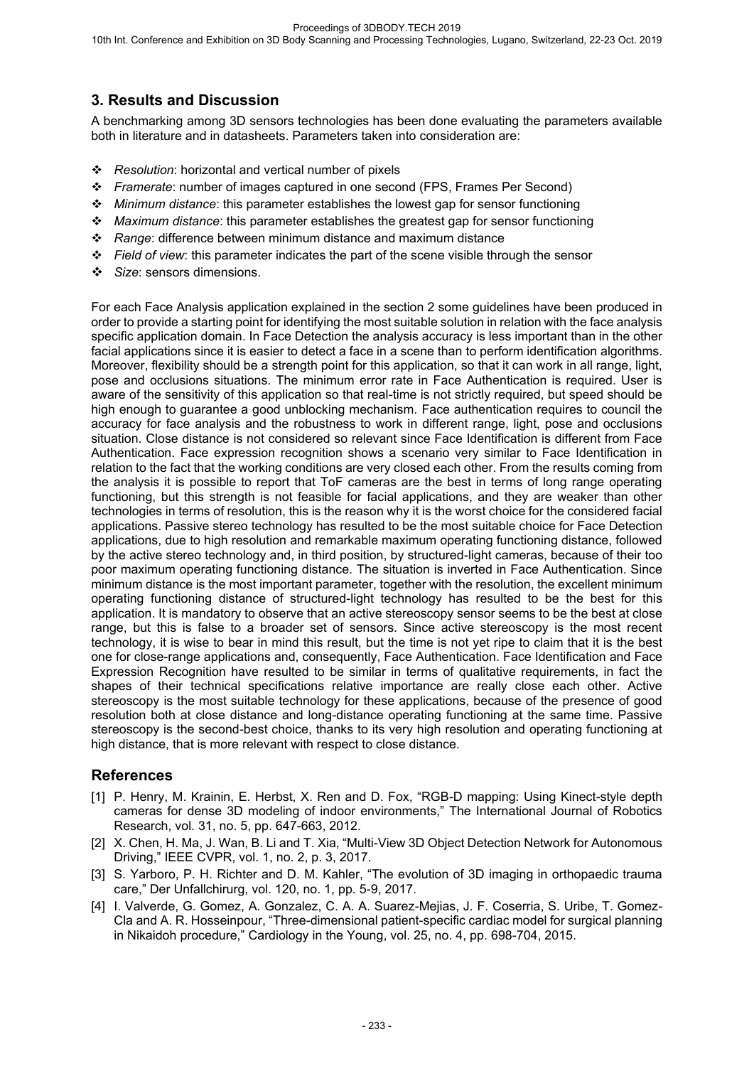## 3. Results and Discussion

A benchmarking among 3D sensors technologies has been done evaluating the parameters available both in literature and in datasheets. Parameters taken into consideration are:

- *Resolution*: horizontal and vertical number of pixels
- *Framerate*: number of images captured in one second (FPS, Frames Per Second)
- *Minimum distance*: this parameter establishes the lowest gap for sensor functioning
- *Maximum distance*: this parameter establishes the greatest gap for sensor functioning
- *Range*: difference between minimum distance and maximum distance
- *Field of view*: this parameter indicates the part of the scene visible through the sensor
- *Size*: sensors dimensions.

For each Face Analysis application explained in the section 2 some guidelines have been produced in order to provide a starting point for identifying the most suitable solution in relation with the face analysis specific application domain. In Face Detection the analysis accuracy is less important than in the other facial applications since it is easier to detect a face in a scene than to perform identification algorithms. Moreover, flexibility should be a strength point for this application, so that it can work in all range, light, pose and occlusions situations. The minimum error rate in Face Authentication is required. User is aware of the sensitivity of this application so that real-time is not strictly required, but speed should be high enough to guarantee a good unblocking mechanism. Face authentication requires to council the accuracy for face analysis and the robustness to work in different range, light, pose and occlusions situation. Close distance is not considered so relevant since Face Identification is different from Face Authentication. Face expression recognition shows a scenario very similar to Face Identification in relation to the fact that the working conditions are very closed each other. From the results coming from the analysis it is possible to report that ToF cameras are the best in terms of long range operating functioning, but this strength is not feasible for facial applications, and they are weaker than other technologies in terms of resolution, this is the reason why it is the worst choice for the considered facial applications. Passive stereo technology has resulted to be the most suitable choice for Face Detection applications, due to high resolution and remarkable maximum operating functioning distance, followed by the active stereo technology and, in third position, by structured-light cameras, because of their too poor maximum operating functioning distance. The situation is inverted in Face Authentication. Since minimum distance is the most important parameter, together with the resolution, the excellent minimum operating functioning distance of structured-light technology has resulted to be the best for this application. It is mandatory to observe that an active stereoscopy sensor seems to be the best at close range, but this is false to a broader set of sensors. Since active stereoscopy is the most recent technology, it is wise to bear in mind this result, but the time is not yet ripe to claim that it is the best one for close-range applications and, consequently, Face Authentication. Face Identification and Face Expression Recognition have resulted to be similar in terms of qualitative requirements, in fact the shapes of their technical specifications relative importance are really close each other. Active stereoscopy is the most suitable technology for these applications, because of the presence of good resolution both at close distance and long-distance operating functioning at the same time. Passive stereoscopy is the second-best choice, thanks to its very high resolution and operating functioning at high distance, that is more relevant with respect to close distance.

## References

[1] P. Henry, M. Krainin, E. Herbst, X. Ren and D. Fox, "RGB-D mapping: Using Kinect-style depth cameras for dense 3D modeling of indoor environments," The International Journal of Robotics Research, vol. 31, no. 5, pp. 647-663, 2012.

[2] X. Chen, H. Ma, J. Wan, B. Li and T. Xia, "Multi-View 3D Object Detection Network for Autonomous Driving," IEEE CVPR, vol. 1, no. 2, p. 3, 2017.

[3] S. Yarboro, P. H. Richter and D. M. Kahler, "The evolution of 3D imaging in orthopaedic trauma care," Der Unfallchirurg, vol. 120, no. 1, pp. 5-9, 2017.

[4] I. Valverde, G. Gomez, A. Gonzalez, C. A. A. Suarez-Mejias, J. F. Coserria, S. Uribe, T. Gomez-Cla and A. R. Hosseinpour, "Three-dimensional patient-specific cardiac model for surgical planning in Nikaidoh procedure," Cardiology in the Young, vol. 25, no. 4, pp. 698-704, 2015.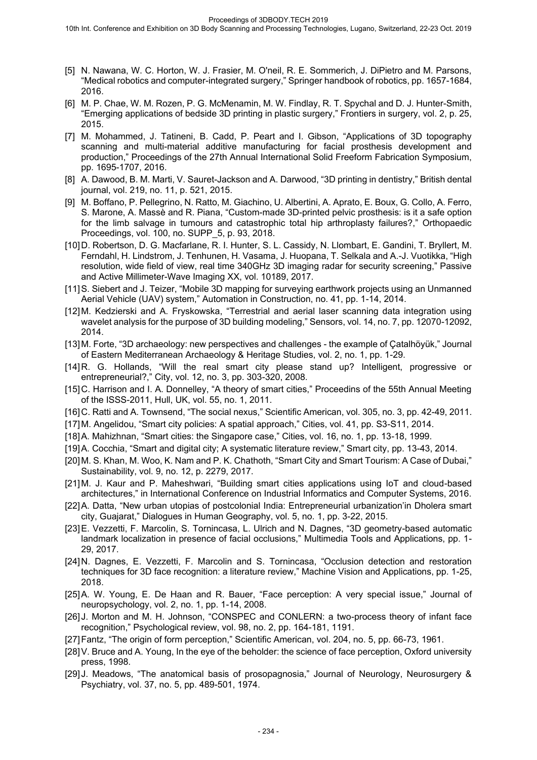[5] N. Nawana, W. C. Horton, W. J. Frasier, M. O'neil, R. E. Sommerich, J. DiPietro and M. Parsons, "Medical robotics and computer-integrated surgery," Springer handbook of robotics, pp. 1657-1684, 2016.

[6] M. P. Chae, W. M. Rozen, P. G. McMenamin, M. W. Findlay, R. T. Spychal and D. J. Hunter-Smith, "Emerging applications of bedside 3D printing in plastic surgery," Frontiers in surgery, vol. 2, p. 25, 2015.

[7] M. Mohammed, J. Tatineni, B. Cadd, P. Peart and I. Gibson, "Applications of 3D topography scanning and multi-material additive manufacturing for facial prosthesis development and production," Proceedings of the 27th Annual International Solid Freeform Fabrication Symposium, pp. 1695-1707, 2016.

[8] A. Dawood, B. M. Marti, V. Sauret-Jackson and A. Darwood, "3D printing in dentistry," British dental journal, vol. 219, no. 11, p. 521, 2015.

[9] M. Boffano, P. Pellegrino, N. Ratto, M. Giachino, U. Albertini, A. Aprato, E. Boux, G. Collo, A. Ferro, S. Marone, A. Massè and R. Piana, "Custom-made 3D-printed pelvic prosthesis: is it a safe option for the limb salvage in tumours and catastrophic total hip arthroplasty failures?," Orthopaedic Proceedings, vol. 100, no. SUPP_5, p. 93, 2018.

[10] D. Robertson, D. G. Macfarlane, R. I. Hunter, S. L. Cassidy, N. Llombart, E. Gandini, T. Bryllert, M. Ferndahl, H. Lindstrom, J. Tenhunen, H. Vasama, J. Huopana, T. Selkala and A.-J. Vuotikka, "High resolution, wide field of view, real time 340GHz 3D imaging radar for security screening," Passive and Active Millimeter-Wave Imaging XX, vol. 10189, 2017.

[11] S. Siebert and J. Teizer, "Mobile 3D mapping for surveying earthwork projects using an Unmanned Aerial Vehicle (UAV) system," Automation in Construction, no. 41, pp. 1-14, 2014.

[12] M. Kedzierski and A. Fryskowska, "Terrestrial and aerial laser scanning data integration using wavelet analysis for the purpose of 3D building modeling," Sensors, vol. 14, no. 7, pp. 12070-12092, 2014.

[13] M. Forte, "3D archaeology: new perspectives and challenges - the example of Çatalhöyük," Journal of Eastern Mediterranean Archaeology & Heritage Studies, vol. 2, no. 1, pp. 1-29.

[14] R. G. Hollands, "Will the real smart city please stand up? Intelligent, progressive or entrepreneurial?," City, vol. 12, no. 3, pp. 303-320, 2008.

[15] C. Harrison and I. A. Donnelley, "A theory of smart cities," Proceedins of the 55th Annual Meeting of the ISSS-2011, Hull, UK, vol. 55, no. 1, 2011.

[16] C. Ratti and A. Townsend, "The social nexus," Scientific American, vol. 305, no. 3, pp. 42-49, 2011.

[17] M. Angelidou, "Smart city policies: A spatial approach," Cities, vol. 41, pp. S3-S11, 2014.

[18] A. Mahizhnan, "Smart cities: the Singapore case," Cities, vol. 16, no. 1, pp. 13-18, 1999.

[19] A. Cocchia, "Smart and digital city; A systematic literature review," Smart city, pp. 13-43, 2014.

[20] M. S. Khan, M. Woo, K. Nam and P. K. Chathoth, "Smart City and Smart Tourism: A Case of Dubai," Sustainability, vol. 9, no. 12, p. 2279, 2017.

[21] M. J. Kaur and P. Maheshwari, "Building smart cities applications using IoT and cloud-based architectures," in International Conference on Industrial Informatics and Computer Systems, 2016.

[22] A. Datta, "New urban utopias of postcolonial India: Entrepreneurial urbanization'in Dholera smart city, Guajarat," Dialogues in Human Geography, vol. 5, no. 1, pp. 3-22, 2015.

[23] E. Vezzetti, F. Marcolin, S. Tornincasa, L. Ulrich and N. Dagnes, "3D geometry-based automatic landmark localization in presence of facial occlusions," Multimedia Tools and Applications, pp. 1-29, 2017.

[24] N. Dagnes, E. Vezzetti, F. Marcolin and S. Tornincasa, "Occlusion detection and restoration techniques for 3D face recognition: a literature review," Machine Vision and Applications, pp. 1-25, 2018.

[25] A. W. Young, E. De Haan and R. Bauer, "Face perception: A very special issue," Journal of neuropsychology, vol. 2, no. 1, pp. 1-14, 2008.

[26] J. Morton and M. H. Johnson, "CONSPEC and CONLERN: a two-process theory of infant face recognition," Psychological review, vol. 98, no. 2, pp. 164-181, 1191.

[27] Fantz, "The origin of form perception," Scientific American, vol. 204, no. 5, pp. 66-73, 1961.

[28] V. Bruce and A. Young, In the eye of the beholder: the science of face perception, Oxford university press, 1998.

[29] J. Meadows, "The anatomical basis of prosopagnosia," Journal of Neurology, Neurosurgery & Psychiatry, vol. 37, no. 5, pp. 489-501, 1974.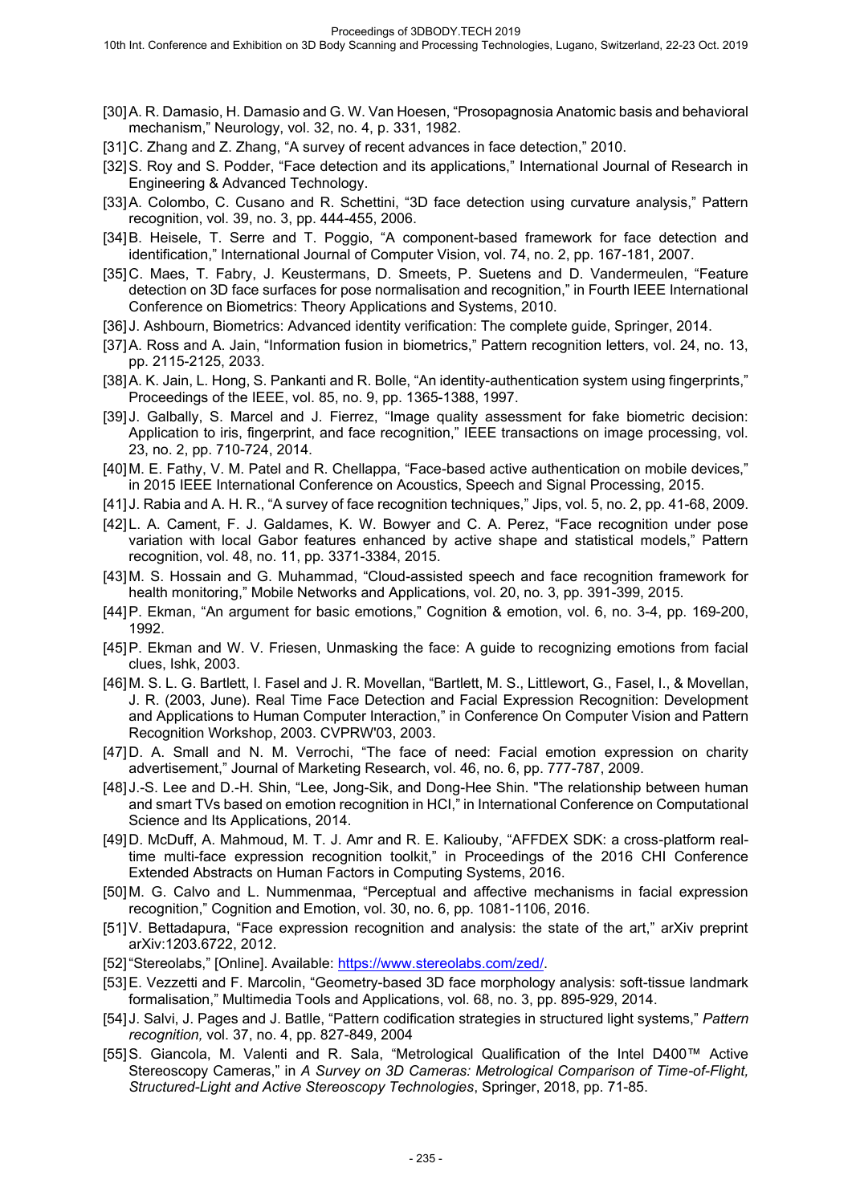[30] A. R. Damasio, H. Damasio and G. W. Van Hoesen, "Prosopagnosia Anatomic basis and behavioral mechanism," Neurology, vol. 32, no. 4, p. 331, 1982.

[31] C. Zhang and Z. Zhang, "A survey of recent advances in face detection," 2010.

[32] S. Roy and S. Podder, "Face detection and its applications," International Journal of Research in Engineering & Advanced Technology.

[33] A. Colombo, C. Cusano and R. Schettini, "3D face detection using curvature analysis," Pattern recognition, vol. 39, no. 3, pp. 444-455, 2006.

[34] B. Heisele, T. Serre and T. Poggio, "A component-based framework for face detection and identification," International Journal of Computer Vision, vol. 74, no. 2, pp. 167-181, 2007.

[35] C. Maes, T. Fabry, J. Keustermans, D. Smeets, P. Suetens and D. Vandermeulen, "Feature detection on 3D face surfaces for pose normalisation and recognition," in Fourth IEEE International Conference on Biometrics: Theory Applications and Systems, 2010.

[36] J. Ashbourn, Biometrics: Advanced identity verification: The complete guide, Springer, 2014.

[37] A. Ross and A. Jain, "Information fusion in biometrics," Pattern recognition letters, vol. 24, no. 13, pp. 2115-2125, 2033.

[38] A. K. Jain, L. Hong, S. Pankanti and R. Bolle, "An identity-authentication system using fingerprints," Proceedings of the IEEE, vol. 85, no. 9, pp. 1365-1388, 1997.

[39] J. Galbally, S. Marcel and J. Fierrez, "Image quality assessment for fake biometric decision: Application to iris, fingerprint, and face recognition," IEEE transactions on image processing, vol. 23, no. 2, pp. 710-724, 2014.

[40] M. E. Fathy, V. M. Patel and R. Chellappa, "Face-based active authentication on mobile devices," in 2015 IEEE International Conference on Acoustics, Speech and Signal Processing, 2015.

[41] J. Rabia and A. H. R., "A survey of face recognition techniques," Jips, vol. 5, no. 2, pp. 41-68, 2009.

[42] L. A. Cament, F. J. Galdames, K. W. Bowyer and C. A. Perez, "Face recognition under pose variation with local Gabor features enhanced by active shape and statistical models," Pattern recognition, vol. 48, no. 11, pp. 3371-3384, 2015.

[43] M. S. Hossain and G. Muhammad, "Cloud-assisted speech and face recognition framework for health monitoring," Mobile Networks and Applications, vol. 20, no. 3, pp. 391-399, 2015.

[44] P. Ekman, "An argument for basic emotions," Cognition & emotion, vol. 6, no. 3-4, pp. 169-200, 1992.

[45] P. Ekman and W. V. Friesen, Unmasking the face: A guide to recognizing emotions from facial clues, Ishk, 2003.

[46] M. S. L. G. Bartlett, I. Fasel and J. R. Movellan, "Bartlett, M. S., Littlewort, G., Fasel, I., & Movellan, J. R. (2003, June). Real Time Face Detection and Facial Expression Recognition: Development and Applications to Human Computer Interaction," in Conference On Computer Vision and Pattern Recognition Workshop, 2003. CVPRW'03, 2003.

[47] D. A. Small and N. M. Verrochi, "The face of need: Facial emotion expression on charity advertisement," Journal of Marketing Research, vol. 46, no. 6, pp. 777-787, 2009.

[48] J.-S. Lee and D.-H. Shin, "Lee, Jong-Sik, and Dong-Hee Shin. "The relationship between human and smart TVs based on emotion recognition in HCI," in International Conference on Computational Science and Its Applications, 2014.

[49] D. McDuff, A. Mahmoud, M. T. J. Amr and R. E. Kaliouby, "AFFDEX SDK: a cross-platform real-time multi-face expression recognition toolkit," in Proceedings of the 2016 CHI Conference Extended Abstracts on Human Factors in Computing Systems, 2016.

[50] M. G. Calvo and L. Nummenmaa, "Perceptual and affective mechanisms in facial expression recognition," Cognition and Emotion, vol. 30, no. 6, pp. 1081-1106, 2016.

[51] V. Bettadapura, "Face expression recognition and analysis: the state of the art," arXiv preprint arXiv:1203.6722, 2012.

[52] "Stereolabs," [Online]. Available: https://www.stereolabs.com/zed/.

[53] E. Vezzetti and F. Marcolin, "Geometry-based 3D face morphology analysis: soft-tissue landmark formalisation," Multimedia Tools and Applications, vol. 68, no. 3, pp. 895-929, 2014.

[54] J. Salvi, J. Pages and J. Batlle, "Pattern codification strategies in structured light systems," *Pattern recognition,* vol. 37, no. 4, pp. 827-849, 2004

[55] S. Giancola, M. Valenti and R. Sala, "Metrological Qualification of the Intel D400™ Active Stereoscopy Cameras," in *A Survey on 3D Cameras: Metrological Comparison of Time-of-Flight, Structured-Light and Active Stereoscopy Technologies*, Springer, 2018, pp. 71-85.